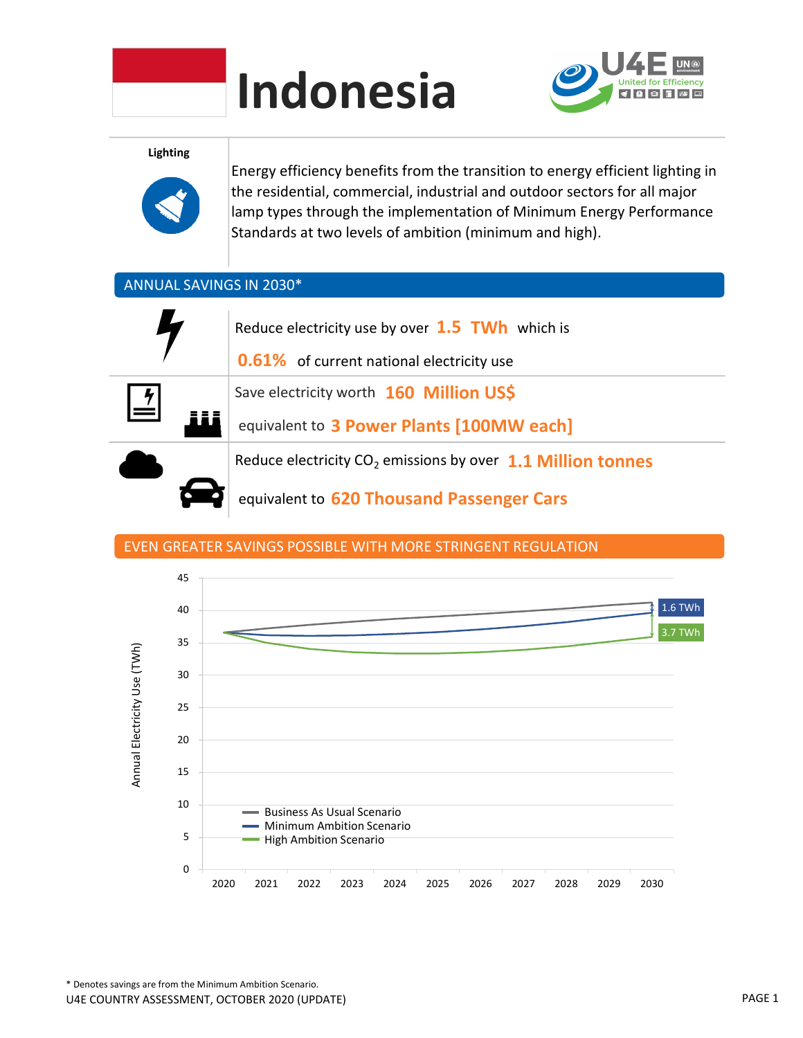# Indonesia

**Lighting**

Energy efficiency benefits from the transition to energy efficient lighting in the residential, commercial, industrial and outdoor sectors for all major lamp types through the implementation of Minimum Energy Performance Standards at two levels of ambition (minimum and high).

## ANNUAL SAVINGS IN 2030*

Reduce electricity use by over **1.5 TWh** which is **0.61%** of current national electricity use

Save electricity worth **160 Million US$** equivalent to **3 Power Plants [100MW each]**

Reduce electricity $CO_2$ emissions by over **1.1 Million tonnes** equivalent to **620 Thousand Passenger Cars**

## EVEN GREATER SAVINGS POSSIBLE WITH MORE STRINGENT REGULATION

Annual Electricity Use (TWh), 2020–2030

- Business As Usual Scenario
- Minimum Ambition Scenario
- High Ambition Scenario

Savings in 2030: 1.6 TWh (Minimum Ambition Scenario); 3.7 TWh (High Ambition Scenario)

\* Denotes savings are from the Minimum Ambition Scenario.

U4E COUNTRY ASSESSMENT, OCTOBER 2020 (UPDATE)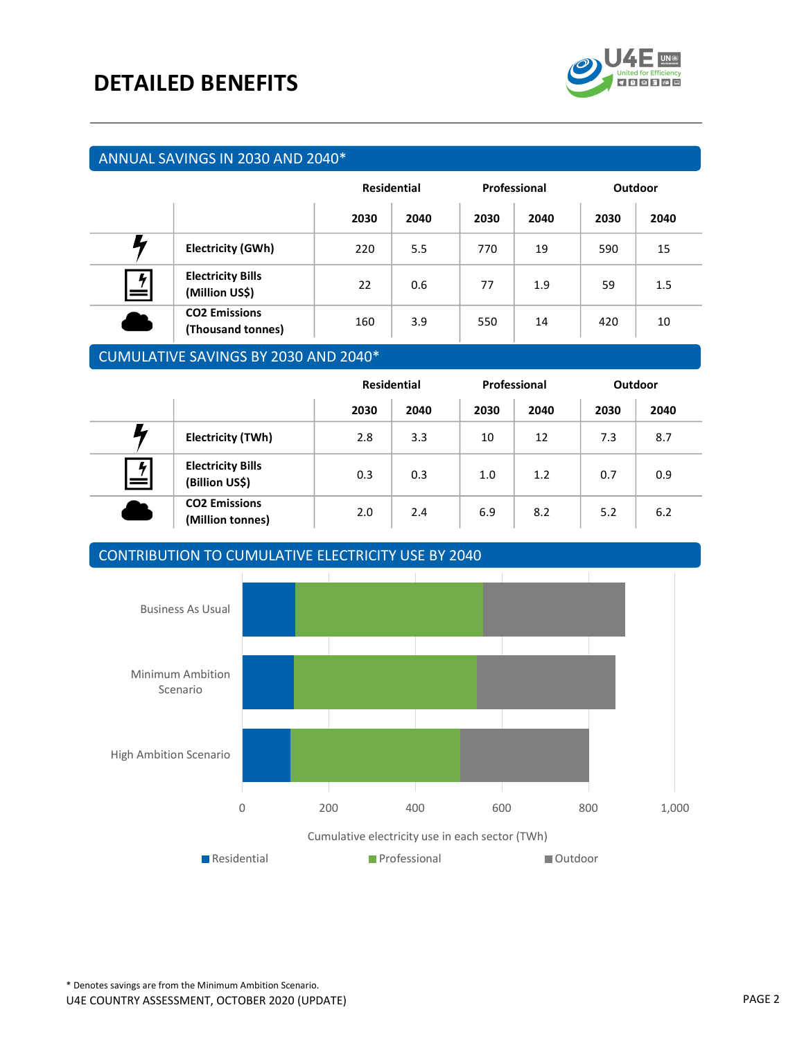# DETAILED BENEFITS

## ANNUAL SAVINGS IN 2030 AND 2040*

| | Residential | | Professional | | Outdoor | |
|---|---|---|---|---|---|---|
| | 2030 | 2040 | 2030 | 2040 | 2030 | 2040 |
| **Electricity (GWh)** | 220 | 5.5 | 770 | 19 | 590 | 15 |
| **Electricity Bills (Million US$)** | 22 | 0.6 | 77 | 1.9 | 59 | 1.5 |
| **$CO_2$ Emissions (Thousand tonnes)** | 160 | 3.9 | 550 | 14 | 420 | 10 |

## CUMULATIVE SAVINGS BY 2030 AND 2040*

| | Residential | | Professional | | Outdoor | |
|---|---|---|---|---|---|---|
| | 2030 | 2040 | 2030 | 2040 | 2030 | 2040 |
| **Electricity (TWh)** | 2.8 | 3.3 | 10 | 12 | 7.3 | 8.7 |
| **Electricity Bills (Billion US$)** | 0.3 | 0.3 | 1.0 | 1.2 | 0.7 | 0.9 |
| **$CO_2$ Emissions (Million tonnes)** | 2.0 | 2.4 | 6.9 | 8.2 | 5.2 | 6.2 |

## CONTRIBUTION TO CUMULATIVE ELECTRICITY USE BY 2040

Business As Usual

Minimum Ambition Scenario

High Ambition Scenario

0 200 400 600 800 1,000

Cumulative electricity use in each sector (TWh)

Residential Professional Outdoor

* Denotes savings are from the Minimum Ambition Scenario.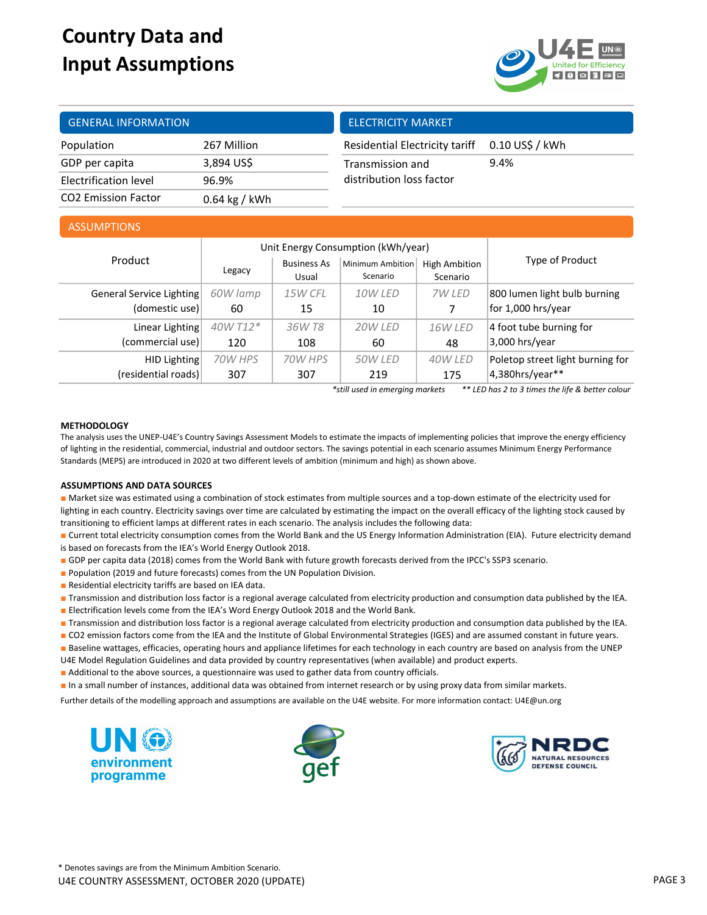# Country Data and Input Assumptions

## GENERAL INFORMATION

| | |
|---|---|
| Population | 267 Million |
| GDP per capita | 3,894 US$ |
| Electrification level | 96.9% |
| CO2 Emission Factor | 0.64 kg / kWh |

## ELECTRICITY MARKET

| | |
|---|---|
| Residential Electricity tariff | 0.10 US$ / kWh |
| Transmission and distribution loss factor | 9.4% |

## ASSUMPTIONS

| Product | Unit Energy Consumption (kWh/year) | | | | Type of Product |
|---|---|---|---|---|---|
| | Legacy | Business As Usual | Minimum Ambition Scenario | High Ambition Scenario | |
| General Service Lighting (domestic use) | *60W lamp* 60 | *15W CFL* 15 | *10W LED* 10 | *7W LED* 7 | 800 lumen light bulb burning for 1,000 hrs/year |
| Linear Lighting (commercial use) | *40W T12** 120 | *36W T8* 108 | *20W LED* 60 | *16W LED* 48 | 4 foot tube burning for 3,000 hrs/year |
| HID Lighting (residential roads) | *70W HPS* 307 | *70W HPS* 307 | *50W LED* 219 | *40W LED* 175 | Poletop street light burning for 4,380hrs/year** |

*\*still used in emerging markets* *\*\* LED has 2 to 3 times the life & better colour*

### METHODOLOGY

The analysis uses the UNEP-U4E's Country Savings Assessment Models to estimate the impacts of implementing policies that improve the energy efficiency of lighting in the residential, commercial, industrial and outdoor sectors. The savings potential in each scenario assumes Minimum Energy Performance Standards (MEPS) are introduced in 2020 at two different levels of ambition (minimum and high) as shown above.

### ASSUMPTIONS AND DATA SOURCES

- Market size was estimated using a combination of stock estimates from multiple sources and a top-down estimate of the electricity used for lighting in each country. Electricity savings over time are calculated by estimating the impact on the overall efficacy of the lighting stock caused by transitioning to efficient lamps at different rates in each scenario. The analysis includes the following data:
- Current total electricity consumption comes from the World Bank and the US Energy Information Administration (EIA). Future electricity demand is based on forecasts from the IEA's World Energy Outlook 2018.
- GDP per capita data (2018) comes from the World Bank with future growth forecasts derived from the IPCC's SSP3 scenario.
- Population (2019 and future forecasts) comes from the UN Population Division.
- Residential electricity tariffs are based on IEA data.
- Transmission and distribution loss factor is a regional average calculated from electricity production and consumption data published by the IEA.
- Electrification levels come from the IEA's Word Energy Outlook 2018 and the World Bank.
- Transmission and distribution loss factor is a regional average calculated from electricity production and consumption data published by the IEA.
- CO2 emission factors come from the IEA and the Institute of Global Environmental Strategies (IGES) and are assumed constant in future years.
- Baseline wattages, efficacies, operating hours and appliance lifetimes for each technology in each country are based on analysis from the UNEP U4E Model Regulation Guidelines and data provided by country representatives (when available) and product experts.
- Additional to the above sources, a questionnaire was used to gather data from country officials.
- In a small number of instances, additional data was obtained from internet research or by using proxy data from similar markets.

Further details of the modelling approach and assumptions are available on the U4E website. For more information contact: U4E@un.org

\* Denotes savings are from the Minimum Ambition Scenario.